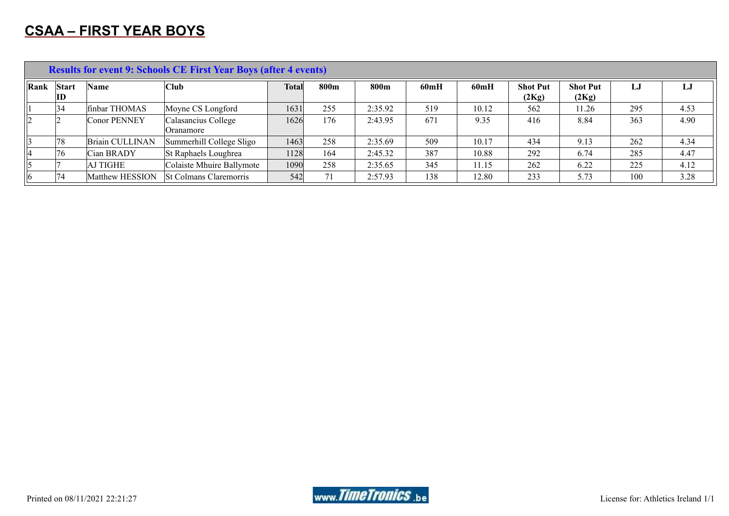# CSAA – FIRST YEAR BOYS

| Results for event 9: Schools CE First Year Boys (after 4 events) | | | | | | | | | | | | |
|---|---|---|---|---|---|---|---|---|---|---|---|---|
| **Rank** | **Start ID** | **Name** | **Club** | **Total** | **800m** | **800m** | **60mH** | **60mH** | **Shot Put (2Kg)** | **Shot Put (2Kg)** | **LJ** | **LJ** |
| 1 | 34 | finbar THOMAS | Moyne CS Longford | 1631 | 255 | 2:35.92 | 519 | 10.12 | 562 | 11.26 | 295 | 4.53 |
| 2 | 2 | Conor PENNEY | Calasancius College Oranamore | 1626 | 176 | 2:43.95 | 671 | 9.35 | 416 | 8.84 | 363 | 4.90 |
| 3 | 78 | Briain CULLINAN | Summerhill College Sligo | 1463 | 258 | 2:35.69 | 509 | 10.17 | 434 | 9.13 | 262 | 4.34 |
| 4 | 76 | Cian BRADY | St Raphaels Loughrea | 1128 | 164 | 2:45.32 | 387 | 10.88 | 292 | 6.74 | 285 | 4.47 |
| 5 | 7 | AJ TIGHE | Colaiste Mhuire Ballymote | 1090 | 258 | 2:35.65 | 345 | 11.15 | 262 | 6.22 | 225 | 4.12 |
| 6 | 74 | Matthew HESSION | St Colmans Claremorris | 542 | 71 | 2:57.93 | 138 | 12.80 | 233 | 5.73 | 100 | 3.28 |

Printed on 08/11/2021 22:21:27

www.TimeTronics.be

License for: Athletics Ireland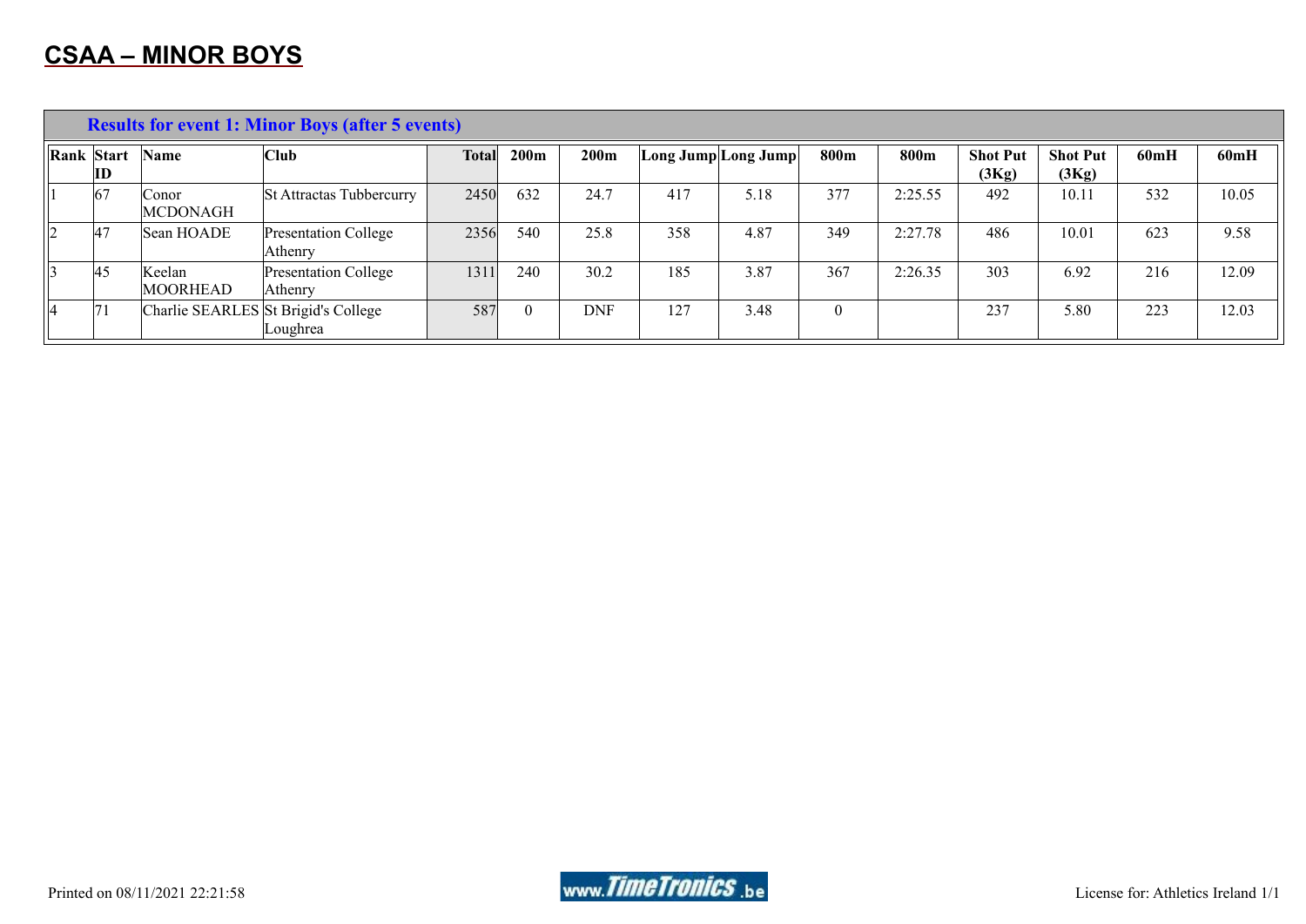# CSAA – MINOR BOYS

| Results for event 1: Minor Boys (after 5 events) | | | | | | | | | | | | | | |
|---|---|---|---|---|---|---|---|---|---|---|---|---|---|---|
| **Rank** | **Start ID** | **Name** | **Club** | **Total** | **200m** | **200m** | **Long Jump** | **Long Jump** | **800m** | **800m** | **Shot Put (3Kg)** | **Shot Put (3Kg)** | **60mH** | **60mH** |
| 1 | 67 | Conor MCDONAGH | St Attractas Tubbercurry | 2450 | 632 | 24.7 | 417 | 5.18 | 377 | 2:25.55 | 492 | 10.11 | 532 | 10.05 |
| 2 | 47 | Sean HOADE | Presentation College Athenry | 2356 | 540 | 25.8 | 358 | 4.87 | 349 | 2:27.78 | 486 | 10.01 | 623 | 9.58 |
| 3 | 45 | Keelan MOORHEAD | Presentation College Athenry | 1311 | 240 | 30.2 | 185 | 3.87 | 367 | 2:26.35 | 303 | 6.92 | 216 | 12.09 |
| 4 | 71 | Charlie SEARLES | St Brigid's College Loughrea | 587 | 0 | DNF | 127 | 3.48 | 0 | | 237 | 5.80 | 223 | 12.03 |

Printed on 08/11/2021 22:21:58

License for: Athletics Ireland 1/1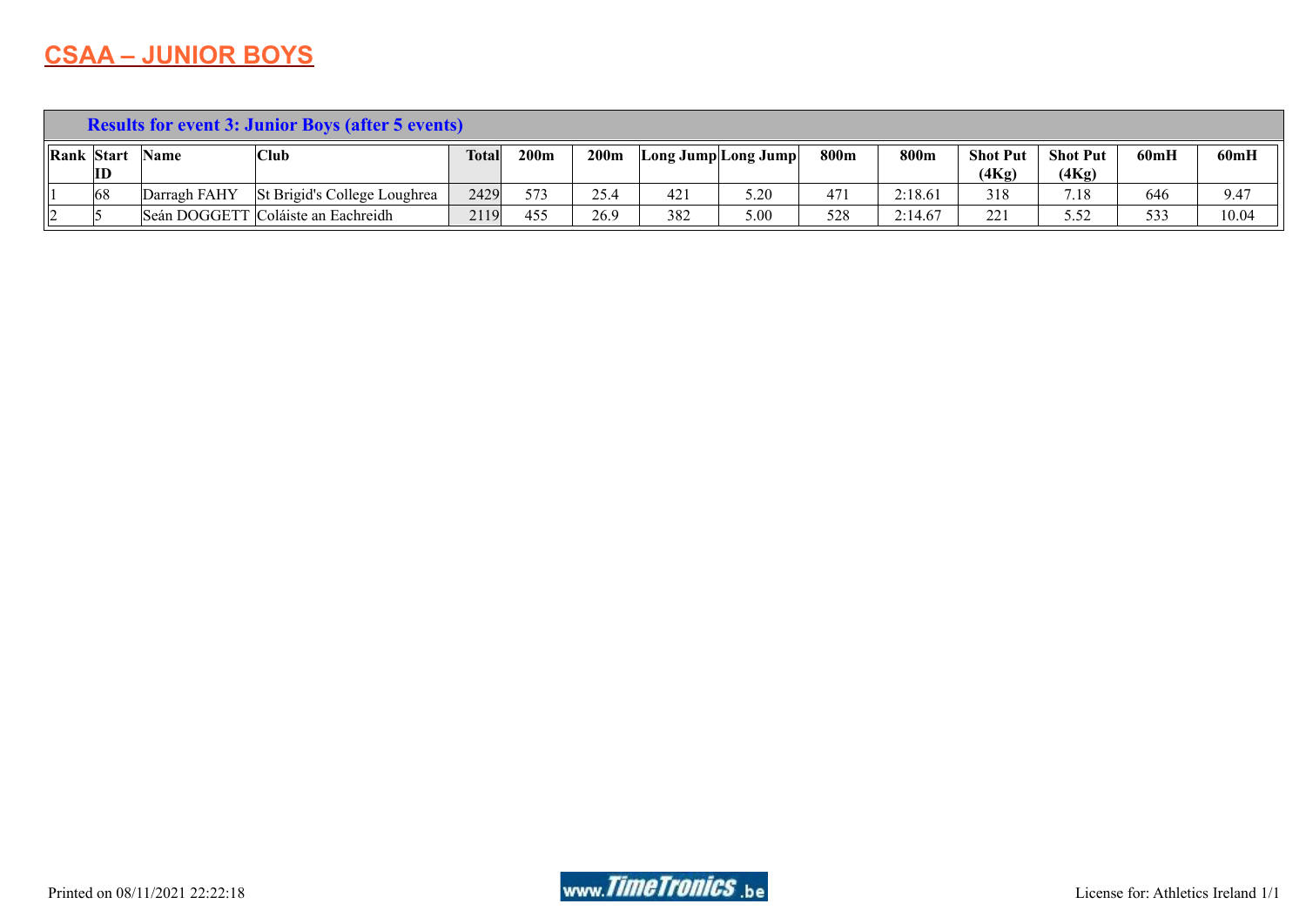# CSAA – JUNIOR BOYS

| Results for event 3: Junior Boys (after 5 events) | | | | | | | | | | | | | | |
|---|---|---|---|---|---|---|---|---|---|---|---|---|---|---|
| **Rank** | **Start ID** | **Name** | **Club** | **Total** | **200m** | **200m** | **Long Jump** | **Long Jump** | **800m** | **800m** | **Shot Put (4Kg)** | **Shot Put (4Kg)** | **60mH** | **60mH** |
| 1 | 68 | Darragh FAHY | St Brigid's College Loughrea | 2429 | 573 | 25.4 | 421 | 5.20 | 471 | 2:18.61 | 318 | 7.18 | 646 | 9.47 |
| 2 | 5 | Seán DOGGETT | Coláiste an Eachreidh | 2119 | 455 | 26.9 | 382 | 5.00 | 528 | 2:14.67 | 221 | 5.52 | 533 | 10.04 |

Printed on 08/11/2021 22:22:18

License for: Athletics Ireland 1/1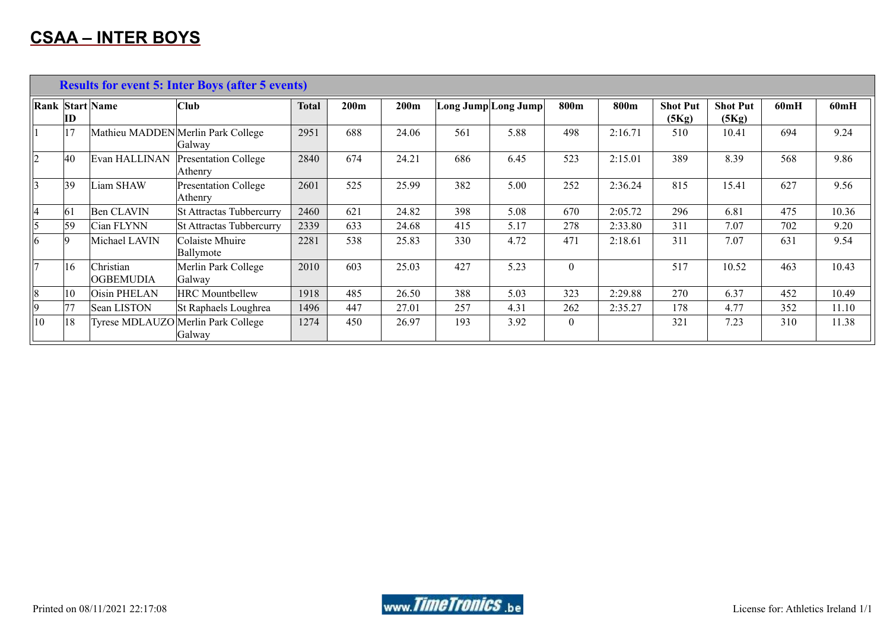# CSAA – INTER BOYS

| Results for event 5: Inter Boys (after 5 events) | | | | | | | | | | | | | | |
|---|---|---|---|---|---|---|---|---|---|---|---|---|---|---|
| **Rank** | **Start ID** | **Name** | **Club** | **Total** | **200m** | **200m** | **Long Jump** | **Long Jump** | **800m** | **800m** | **Shot Put (5Kg)** | **Shot Put (5Kg)** | **60mH** | **60mH** |
| 1 | 17 | Mathieu MADDEN | Merlin Park College Galway | 2951 | 688 | 24.06 | 561 | 5.88 | 498 | 2:16.71 | 510 | 10.41 | 694 | 9.24 |
| 2 | 40 | Evan HALLINAN | Presentation College Athenry | 2840 | 674 | 24.21 | 686 | 6.45 | 523 | 2:15.01 | 389 | 8.39 | 568 | 9.86 |
| 3 | 39 | Liam SHAW | Presentation College Athenry | 2601 | 525 | 25.99 | 382 | 5.00 | 252 | 2:36.24 | 815 | 15.41 | 627 | 9.56 |
| 4 | 61 | Ben CLAVIN | St Attractas Tubbercurry | 2460 | 621 | 24.82 | 398 | 5.08 | 670 | 2:05.72 | 296 | 6.81 | 475 | 10.36 |
| 5 | 59 | Cian FLYNN | St Attractas Tubbercurry | 2339 | 633 | 24.68 | 415 | 5.17 | 278 | 2:33.80 | 311 | 7.07 | 702 | 9.20 |
| 6 | 9 | Michael LAVIN | Colaiste Mhuire Ballymote | 2281 | 538 | 25.83 | 330 | 4.72 | 471 | 2:18.61 | 311 | 7.07 | 631 | 9.54 |
| 7 | 16 | Christian OGBEMUDIA | Merlin Park College Galway | 2010 | 603 | 25.03 | 427 | 5.23 | 0 | | 517 | 10.52 | 463 | 10.43 |
| 8 | 10 | Oisin PHELAN | HRC Mountbellew | 1918 | 485 | 26.50 | 388 | 5.03 | 323 | 2:29.88 | 270 | 6.37 | 452 | 10.49 |
| 9 | 77 | Sean LISTON | St Raphaels Loughrea | 1496 | 447 | 27.01 | 257 | 4.31 | 262 | 2:35.27 | 178 | 4.77 | 352 | 11.10 |
| 10 | 18 | Tyrese MDLAUZO | Merlin Park College Galway | 1274 | 450 | 26.97 | 193 | 3.92 | 0 | | 321 | 7.23 | 310 | 11.38 |

Printed on 08/11/2021 22:17:08

www.TimeTronics.be

License for: Athletics Ireland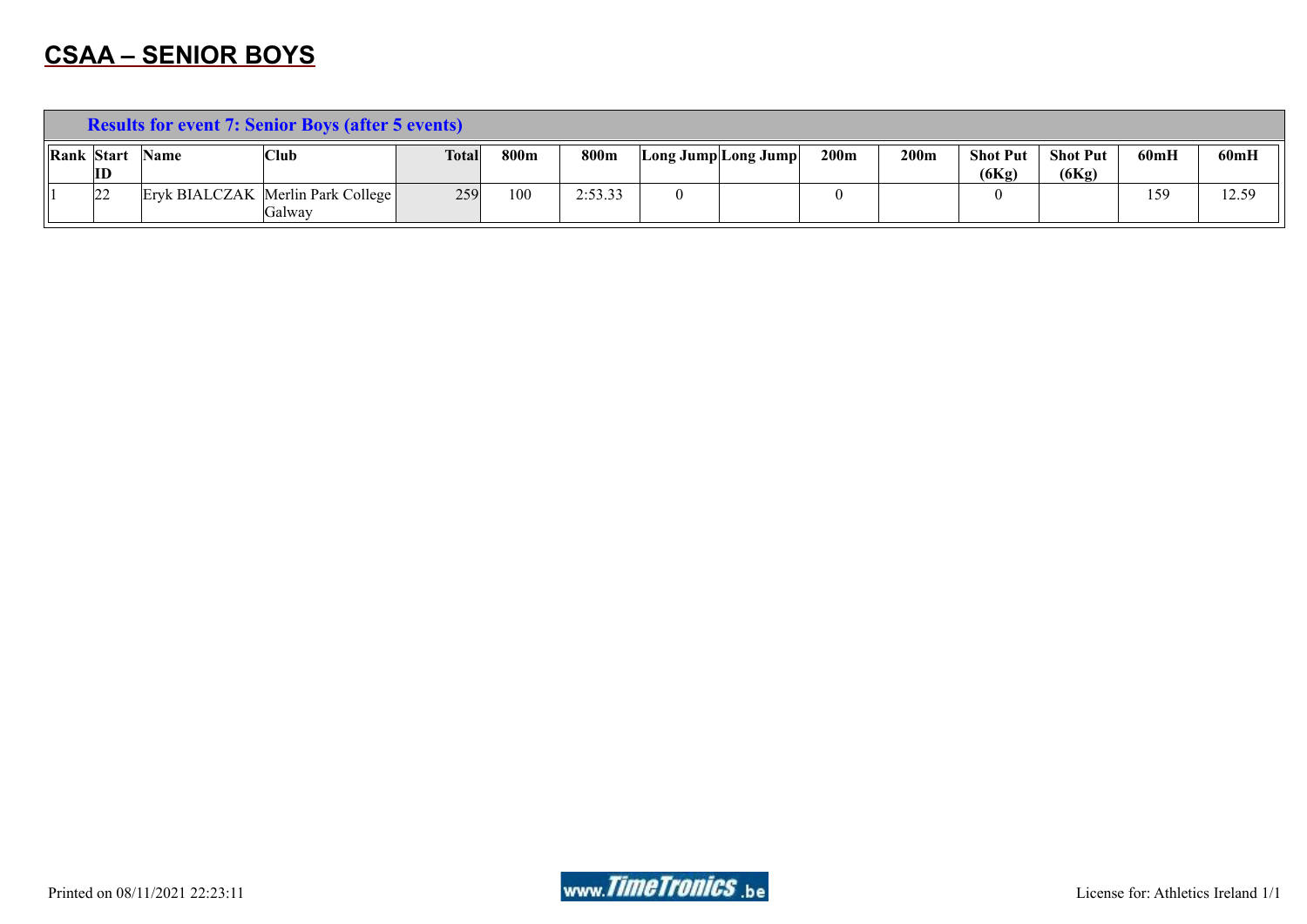# CSAA – SENIOR BOYS

| Results for event 7: Senior Boys (after 5 events) | | | | | | | | | | | | | | |
|---|---|---|---|---|---|---|---|---|---|---|---|---|---|---|
| **Rank** | **Start ID** | **Name** | **Club** | **Total** | **800m** | **800m** | **Long Jump** | **Long Jump** | **200m** | **200m** | **Shot Put (6Kg)** | **Shot Put (6Kg)** | **60mH** | **60mH** |
| 1 | 22 | Eryk BIALCZAK | Merlin Park College Galway | 259 | 100 | 2:53.33 | 0 | | 0 | | 0 | | 159 | 12.59 |

Printed on 08/11/2021 22:23:11

License for: Athletics Ireland 1/1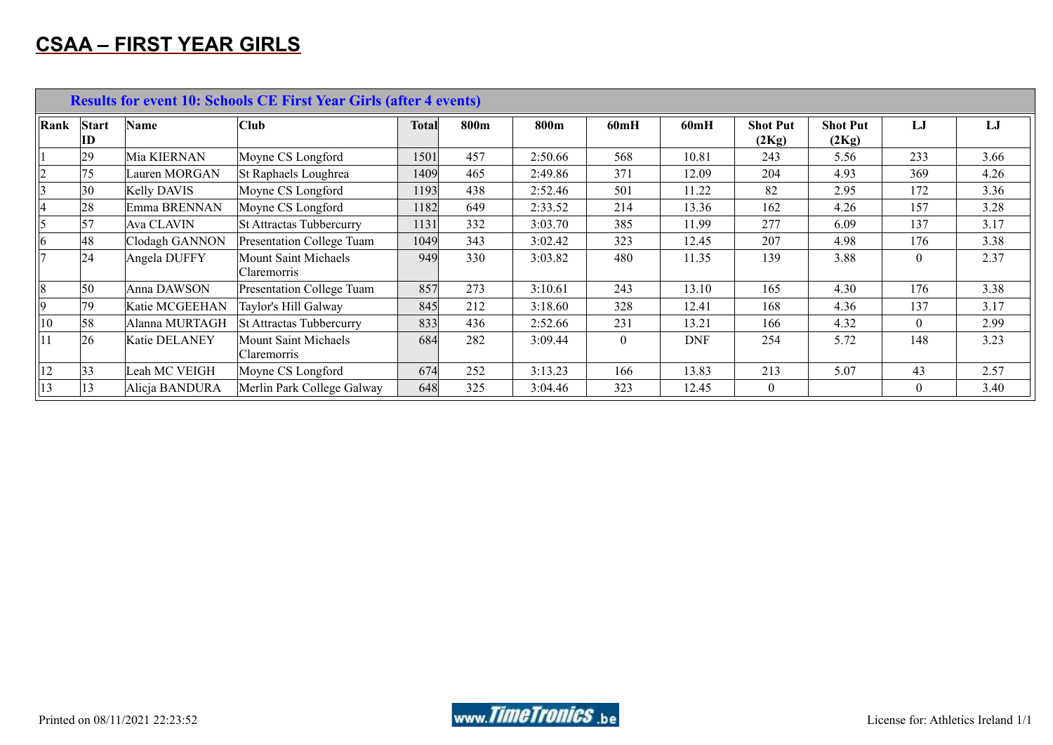# CSAA – FIRST YEAR GIRLS

**Results for event 10: Schools CE First Year Girls (after 4 events)**

| Rank | Start ID | Name | Club | Total | 800m | 800m | 60mH | 60mH | Shot Put (2Kg) | Shot Put (2Kg) | LJ | LJ |
|---|---|---|---|---|---|---|---|---|---|---|---|---|
| 1 | 29 | Mia KIERNAN | Moyne CS Longford | 1501 | 457 | 2:50.66 | 568 | 10.81 | 243 | 5.56 | 233 | 3.66 |
| 2 | 75 | Lauren MORGAN | St Raphaels Loughrea | 1409 | 465 | 2:49.86 | 371 | 12.09 | 204 | 4.93 | 369 | 4.26 |
| 3 | 30 | Kelly DAVIS | Moyne CS Longford | 1193 | 438 | 2:52.46 | 501 | 11.22 | 82 | 2.95 | 172 | 3.36 |
| 4 | 28 | Emma BRENNAN | Moyne CS Longford | 1182 | 649 | 2:33.52 | 214 | 13.36 | 162 | 4.26 | 157 | 3.28 |
| 5 | 57 | Ava CLAVIN | St Attractas Tubbercurry | 1131 | 332 | 3:03.70 | 385 | 11.99 | 277 | 6.09 | 137 | 3.17 |
| 6 | 48 | Clodagh GANNON | Presentation College Tuam | 1049 | 343 | 3:02.42 | 323 | 12.45 | 207 | 4.98 | 176 | 3.38 |
| 7 | 24 | Angela DUFFY | Mount Saint Michaels Claremorris | 949 | 330 | 3:03.82 | 480 | 11.35 | 139 | 3.88 | 0 | 2.37 |
| 8 | 50 | Anna DAWSON | Presentation College Tuam | 857 | 273 | 3:10.61 | 243 | 13.10 | 165 | 4.30 | 176 | 3.38 |
| 9 | 79 | Katie MCGEEHAN | Taylor's Hill Galway | 845 | 212 | 3:18.60 | 328 | 12.41 | 168 | 4.36 | 137 | 3.17 |
| 10 | 58 | Alanna MURTAGH | St Attractas Tubbercurry | 833 | 436 | 2:52.66 | 231 | 13.21 | 166 | 4.32 | 0 | 2.99 |
| 11 | 26 | Katie DELANEY | Mount Saint Michaels Claremorris | 684 | 282 | 3:09.44 | 0 | DNF | 254 | 5.72 | 148 | 3.23 |
| 12 | 33 | Leah MC VEIGH | Moyne CS Longford | 674 | 252 | 3:13.23 | 166 | 13.83 | 213 | 5.07 | 43 | 2.57 |
| 13 | 13 | Alicja BANDURA | Merlin Park College Galway | 648 | 325 | 3:04.46 | 323 | 12.45 | 0 | | 0 | 3.40 |

Printed on 08/11/2021 22:23:52 | www.TimeTronics.be | License for: Athletics Ireland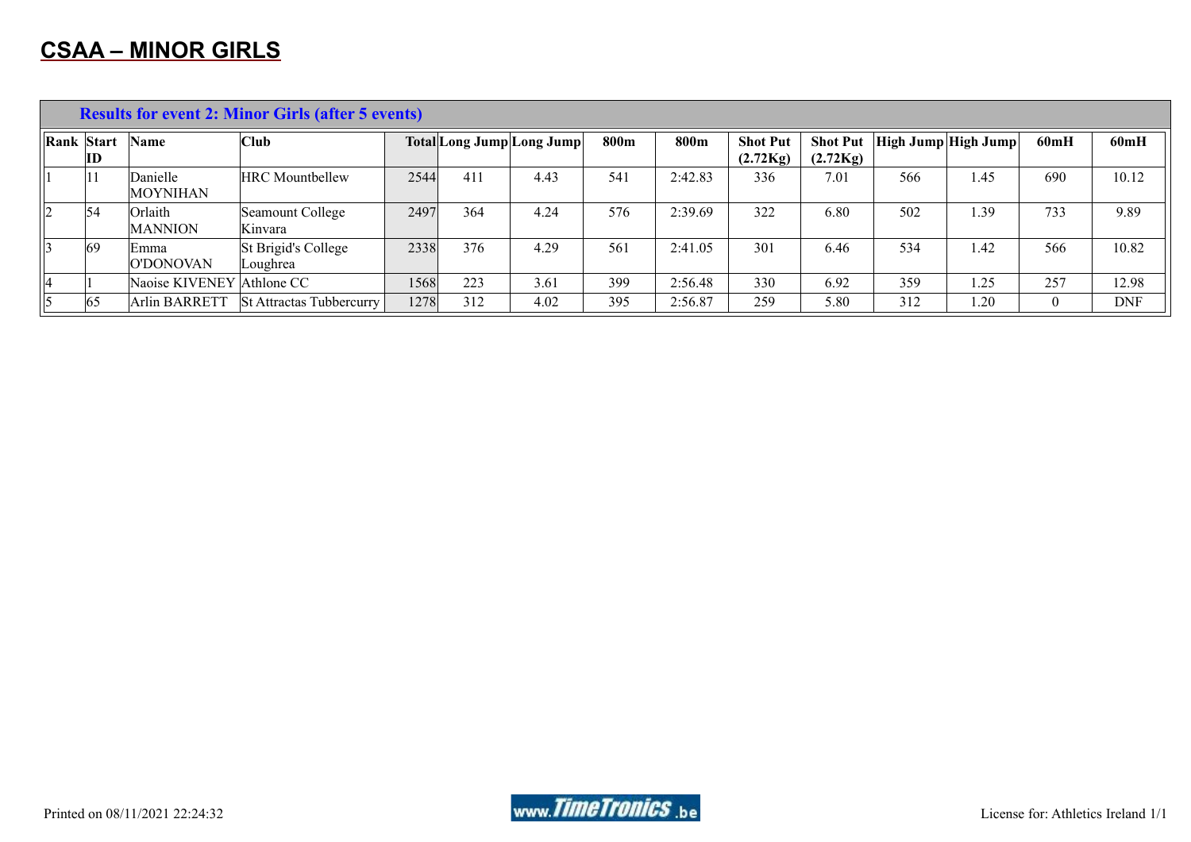# CSAA – MINOR GIRLS

**Results for event 2: Minor Girls (after 5 events)**

| Rank | Start ID | Name | Club | Total | Long Jump | Long Jump | 800m | 800m | Shot Put (2.72Kg) | Shot Put (2.72Kg) | High Jump | High Jump | 60mH | 60mH |
|---|---|---|---|---|---|---|---|---|---|---|---|---|---|---|
| 1 | 11 | Danielle MOYNIHAN | HRC Mountbellew | 2544 | 411 | 4.43 | 541 | 2:42.83 | 336 | 7.01 | 566 | 1.45 | 690 | 10.12 |
| 2 | 54 | Orlaith MANNION | Seamount College Kinvara | 2497 | 364 | 4.24 | 576 | 2:39.69 | 322 | 6.80 | 502 | 1.39 | 733 | 9.89 |
| 3 | 69 | Emma O'DONOVAN | St Brigid's College Loughrea | 2338 | 376 | 4.29 | 561 | 2:41.05 | 301 | 6.46 | 534 | 1.42 | 566 | 10.82 |
| 4 | 1 | Naoise KIVENEY | Athlone CC | 1568 | 223 | 3.61 | 399 | 2:56.48 | 330 | 6.92 | 359 | 1.25 | 257 | 12.98 |
| 5 | 65 | Arlin BARRETT | St Attractas Tubbercurry | 1278 | 312 | 4.02 | 395 | 2:56.87 | 259 | 5.80 | 312 | 1.20 | 0 | DNF |

Printed on 08/11/2021 22:24:32

License for: Athletics Ireland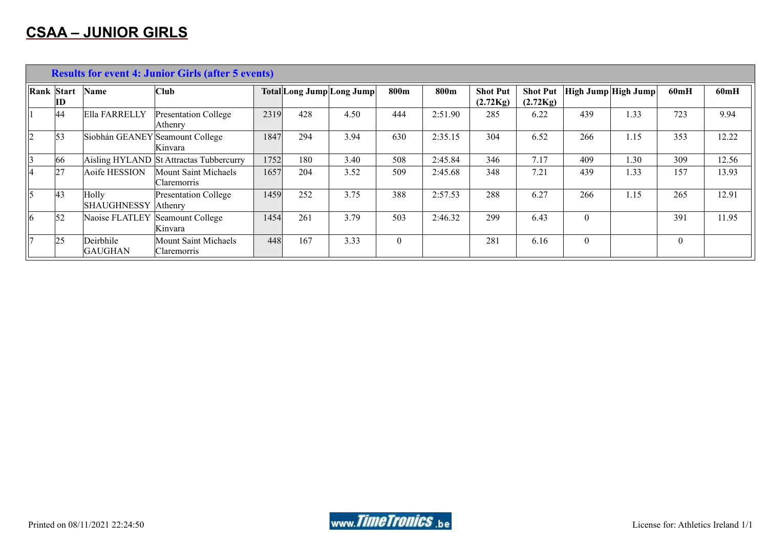# CSAA – JUNIOR GIRLS

| Results for event 4: Junior Girls (after 5 events) | | | | | | | | | | | | | | | |
|---|---|---|---|---|---|---|---|---|---|---|---|---|---|---|---|
| **Rank** | **Start ID** | **Name** | **Club** | **Total** | **Long Jump** | **Long Jump** | **800m** | **800m** | **Shot Put (2.72Kg)** | **Shot Put (2.72Kg)** | **High Jump** | **High Jump** | **60mH** | **60mH** |
| 1 | 44 | Ella FARRELLY | Presentation College Athenry | 2319 | 428 | 4.50 | 444 | 2:51.90 | 285 | 6.22 | 439 | 1.33 | 723 | 9.94 |
| 2 | 53 | Siobhán GEANEY | Seamount College Kinvara | 1847 | 294 | 3.94 | 630 | 2:35.15 | 304 | 6.52 | 266 | 1.15 | 353 | 12.22 |
| 3 | 66 | Aisling HYLAND | St Attractas Tubbercurry | 1752 | 180 | 3.40 | 508 | 2:45.84 | 346 | 7.17 | 409 | 1.30 | 309 | 12.56 |
| 4 | 27 | Aoife HESSION | Mount Saint Michaels Claremorris | 1657 | 204 | 3.52 | 509 | 2:45.68 | 348 | 7.21 | 439 | 1.33 | 157 | 13.93 |
| 5 | 43 | Holly SHAUGHNESSY | Presentation College Athenry | 1459 | 252 | 3.75 | 388 | 2:57.53 | 288 | 6.27 | 266 | 1.15 | 265 | 12.91 |
| 6 | 52 | Naoise FLATLEY | Seamount College Kinvara | 1454 | 261 | 3.79 | 503 | 2:46.32 | 299 | 6.43 | 0 | | 391 | 11.95 |
| 7 | 25 | Deirbhile GAUGHAN | Mount Saint Michaels Claremorris | 448 | 167 | 3.33 | 0 | | 281 | 6.16 | 0 | | 0 | |

Printed on 08/11/2021 22:24:50 www.TimeTronics.be License for: Athletics Ireland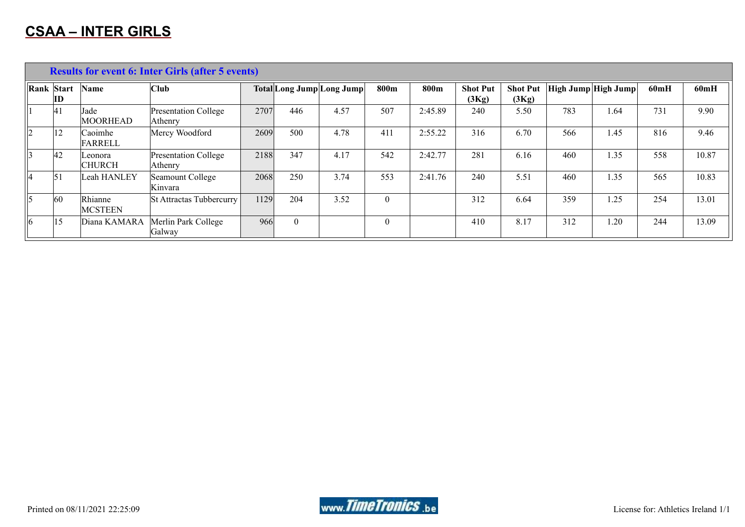# CSAA – INTER GIRLS

**Results for event 6: Inter Girls (after 5 events)**

| Rank | Start ID | Name | Club | Total | Long Jump | Long Jump | 800m | 800m | Shot Put (3Kg) | Shot Put (3Kg) | High Jump | High Jump | 60mH | 60mH |
|---|---|---|---|---|---|---|---|---|---|---|---|---|---|---|
| 1 | 41 | Jade MOORHEAD | Presentation College Athenry | 2707 | 446 | 4.57 | 507 | 2:45.89 | 240 | 5.50 | 783 | 1.64 | 731 | 9.90 |
| 2 | 12 | Caoimhe FARRELL | Mercy Woodford | 2609 | 500 | 4.78 | 411 | 2:55.22 | 316 | 6.70 | 566 | 1.45 | 816 | 9.46 |
| 3 | 42 | Leonora CHURCH | Presentation College Athenry | 2188 | 347 | 4.17 | 542 | 2:42.77 | 281 | 6.16 | 460 | 1.35 | 558 | 10.87 |
| 4 | 51 | Leah HANLEY | Seamount College Kinvara | 2068 | 250 | 3.74 | 553 | 2:41.76 | 240 | 5.51 | 460 | 1.35 | 565 | 10.83 |
| 5 | 60 | Rhianne MCSTEEN | St Attractas Tubbercurry | 1129 | 204 | 3.52 | 0 | | 312 | 6.64 | 359 | 1.25 | 254 | 13.01 |
| 6 | 15 | Diana KAMARA | Merlin Park College Galway | 966 | 0 | | 0 | | 410 | 8.17 | 312 | 1.20 | 244 | 13.09 |

Printed on 08/11/2021 22:25:09 License for: Athletics Ireland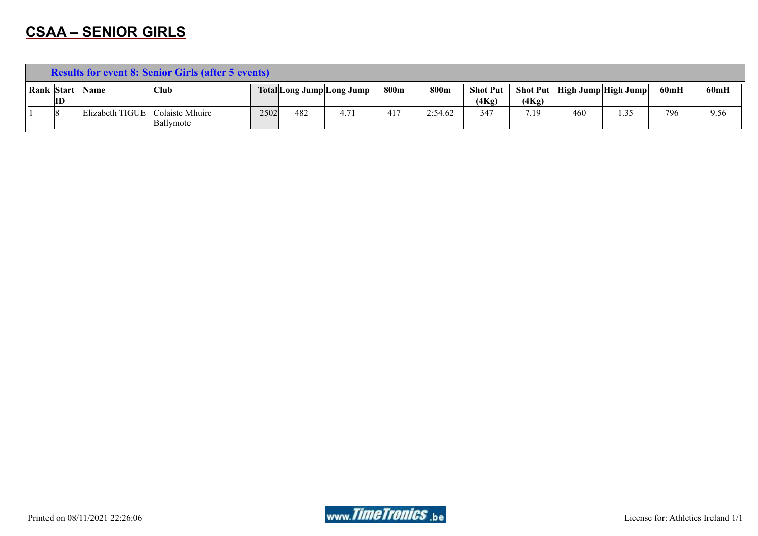# CSAA – SENIOR GIRLS

| Results for event 8: Senior Girls (after 5 events) | | | | | | | | | | | | | | |
|---|---|---|---|---|---|---|---|---|---|---|---|---|---|---|
| Rank | Start ID | Name | Club | Total | Long Jump | Long Jump | 800m | 800m | Shot Put (4Kg) | Shot Put (4Kg) | High Jump | High Jump | 60mH | 60mH |
| 1 | 8 | Elizabeth TIGUE | Colaiste Mhuire Ballymote | 2502 | 482 | 4.71 | 417 | 2:54.62 | 347 | 7.19 | 460 | 1.35 | 796 | 9.56 |

Printed on 08/11/2021 22:26:06

www.TimeTronics.be

License for: Athletics Ireland